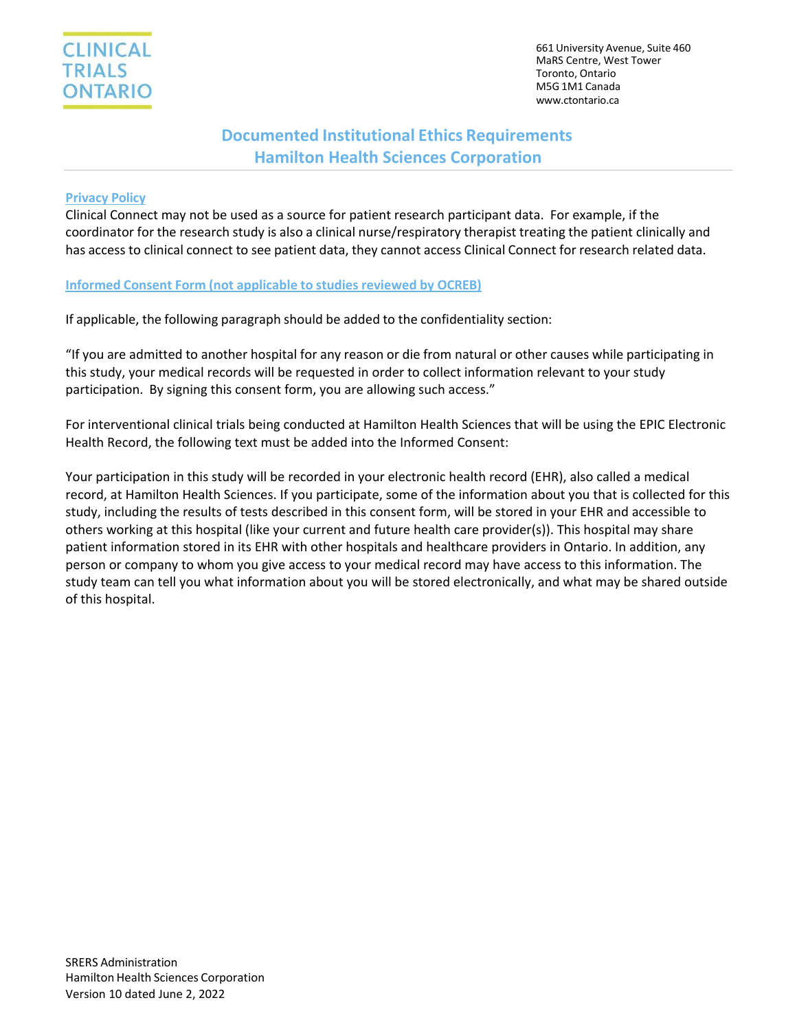CLINICAL TRIALS ONTARIO

661 University Avenue, Suite 460
MaRS Centre, West Tower
Toronto, Ontario
M5G 1M1 Canada
www.ctontario.ca

# Documented Institutional Ethics Requirements
# Hamilton Health Sciences Corporation

## Privacy Policy

Clinical Connect may not be used as a source for patient research participant data. For example, if the coordinator for the research study is also a clinical nurse/respiratory therapist treating the patient clinically and has access to clinical connect to see patient data, they cannot access Clinical Connect for research related data.

## Informed Consent Form (not applicable to studies reviewed by OCREB)

If applicable, the following paragraph should be added to the confidentiality section:

"If you are admitted to another hospital for any reason or die from natural or other causes while participating in this study, your medical records will be requested in order to collect information relevant to your study participation. By signing this consent form, you are allowing such access."

For interventional clinical trials being conducted at Hamilton Health Sciences that will be using the EPIC Electronic Health Record, the following text must be added into the Informed Consent:

Your participation in this study will be recorded in your electronic health record (EHR), also called a medical record, at Hamilton Health Sciences. If you participate, some of the information about you that is collected for this study, including the results of tests described in this consent form, will be stored in your EHR and accessible to others working at this hospital (like your current and future health care provider(s)). This hospital may share patient information stored in its EHR with other hospitals and healthcare providers in Ontario. In addition, any person or company to whom you give access to your medical record may have access to this information. The study team can tell you what information about you will be stored electronically, and what may be shared outside of this hospital.

SRERS Administration
Hamilton Health Sciences Corporation
Version 10 dated June 2, 2022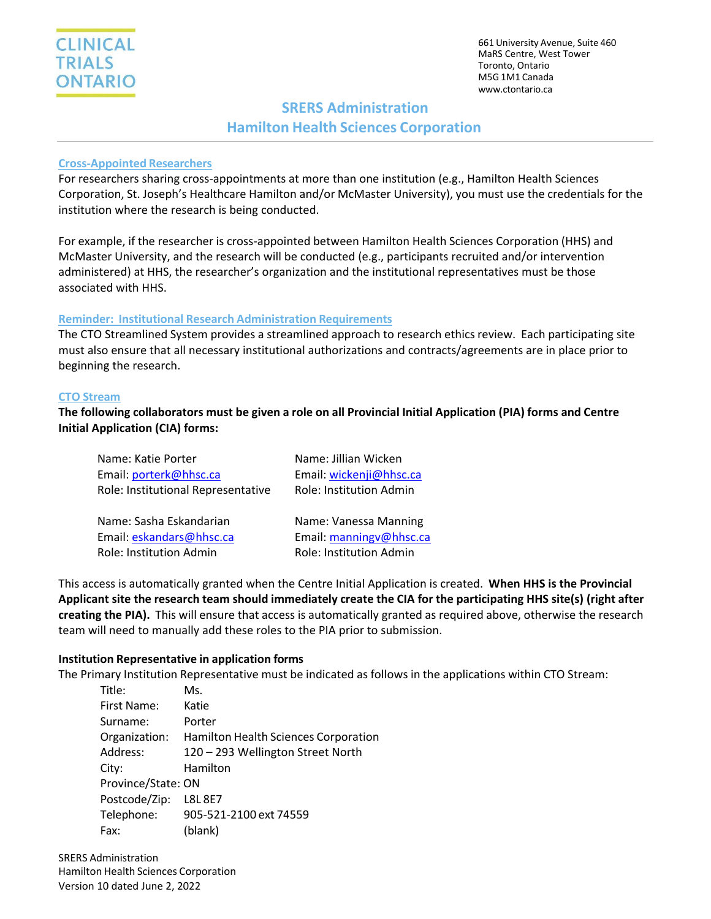CLINICAL TRIALS ONTARIO

661 University Avenue, Suite 460
MaRS Centre, West Tower
Toronto, Ontario
M5G 1M1 Canada
www.ctontario.ca

# SRERS Administration
# Hamilton Health Sciences Corporation

## Cross-Appointed Researchers

For researchers sharing cross-appointments at more than one institution (e.g., Hamilton Health Sciences Corporation, St. Joseph's Healthcare Hamilton and/or McMaster University), you must use the credentials for the institution where the research is being conducted.

For example, if the researcher is cross-appointed between Hamilton Health Sciences Corporation (HHS) and McMaster University, and the research will be conducted (e.g., participants recruited and/or intervention administered) at HHS, the researcher's organization and the institutional representatives must be those associated with HHS.

## Reminder: Institutional Research Administration Requirements

The CTO Streamlined System provides a streamlined approach to research ethics review. Each participating site must also ensure that all necessary institutional authorizations and contracts/agreements are in place prior to beginning the research.

## CTO Stream

**The following collaborators must be given a role on all Provincial Initial Application (PIA) forms and Centre Initial Application (CIA) forms:**

Name: Katie Porter
Email: porterk@hhsc.ca
Role: Institutional Representative

Name: Jillian Wicken
Email: wickenji@hhsc.ca
Role: Institution Admin

Name: Sasha Eskandarian
Email: eskandars@hhsc.ca
Role: Institution Admin

Name: Vanessa Manning
Email: manningv@hhsc.ca
Role: Institution Admin

This access is automatically granted when the Centre Initial Application is created. **When HHS is the Provincial Applicant site the research team should immediately create the CIA for the participating HHS site(s) (right after creating the PIA).** This will ensure that access is automatically granted as required above, otherwise the research team will need to manually add these roles to the PIA prior to submission.

**Institution Representative in application forms**

The Primary Institution Representative must be indicated as follows in the applications within CTO Stream:

| | |
|---|---|
| Title: | Ms. |
| First Name: | Katie |
| Surname: | Porter |
| Organization: | Hamilton Health Sciences Corporation |
| Address: | 120 – 293 Wellington Street North |
| City: | Hamilton |
| Province/State: | ON |
| Postcode/Zip: | L8L 8E7 |
| Telephone: | 905-521-2100 ext 74559 |
| Fax: | (blank) |

SRERS Administration
Hamilton Health Sciences Corporation
Version 10 dated June 2, 2022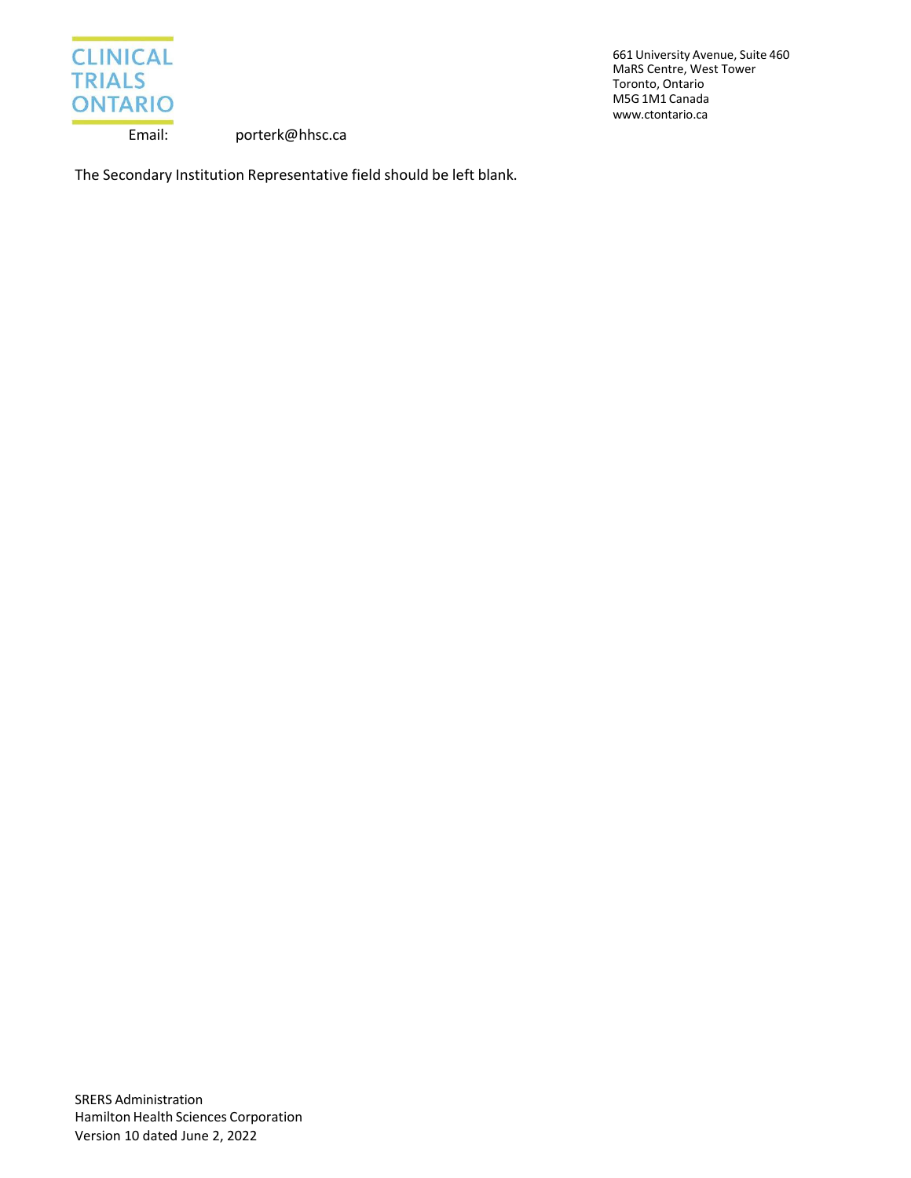Email: porterk@hhsc.ca

The Secondary Institution Representative field should be left blank.

SRERS Administration
Hamilton Health Sciences Corporation
Version 10 dated June 2, 2022